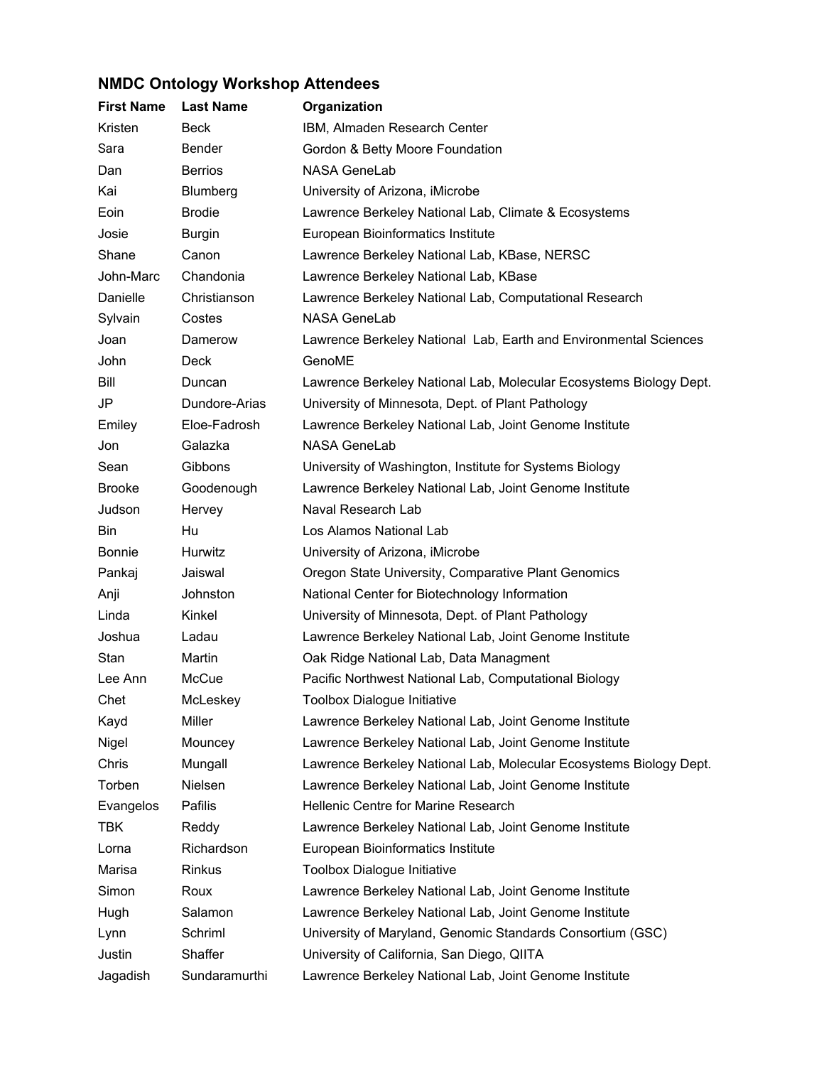## NMDC Ontology Workshop Attendees

| First Name | Last Name | Organization |
|---|---|---|
| Kristen | Beck | IBM, Almaden Research Center |
| Sara | Bender | Gordon & Betty Moore Foundation |
| Dan | Berrios | NASA GeneLab |
| Kai | Blumberg | University of Arizona, iMicrobe |
| Eoin | Brodie | Lawrence Berkeley National Lab, Climate & Ecosystems |
| Josie | Burgin | European Bioinformatics Institute |
| Shane | Canon | Lawrence Berkeley National Lab, KBase, NERSC |
| John-Marc | Chandonia | Lawrence Berkeley National Lab, KBase |
| Danielle | Christianson | Lawrence Berkeley National Lab, Computational Research |
| Sylvain | Costes | NASA GeneLab |
| Joan | Damerow | Lawrence Berkeley National Lab, Earth and Environmental Sciences |
| John | Deck | GenoME |
| Bill | Duncan | Lawrence Berkeley National Lab, Molecular Ecosystems Biology Dept. |
| JP | Dundore-Arias | University of Minnesota, Dept. of Plant Pathology |
| Emiley | Eloe-Fadrosh | Lawrence Berkeley National Lab, Joint Genome Institute |
| Jon | Galazka | NASA GeneLab |
| Sean | Gibbons | University of Washington, Institute for Systems Biology |
| Brooke | Goodenough | Lawrence Berkeley National Lab, Joint Genome Institute |
| Judson | Hervey | Naval Research Lab |
| Bin | Hu | Los Alamos National Lab |
| Bonnie | Hurwitz | University of Arizona, iMicrobe |
| Pankaj | Jaiswal | Oregon State University, Comparative Plant Genomics |
| Anji | Johnston | National Center for Biotechnology Information |
| Linda | Kinkel | University of Minnesota, Dept. of Plant Pathology |
| Joshua | Ladau | Lawrence Berkeley National Lab, Joint Genome Institute |
| Stan | Martin | Oak Ridge National Lab, Data Managment |
| Lee Ann | McCue | Pacific Northwest National Lab, Computational Biology |
| Chet | McLeskey | Toolbox Dialogue Initiative |
| Kayd | Miller | Lawrence Berkeley National Lab, Joint Genome Institute |
| Nigel | Mouncey | Lawrence Berkeley National Lab, Joint Genome Institute |
| Chris | Mungall | Lawrence Berkeley National Lab, Molecular Ecosystems Biology Dept. |
| Torben | Nielsen | Lawrence Berkeley National Lab, Joint Genome Institute |
| Evangelos | Pafilis | Hellenic Centre for Marine Research |
| TBK | Reddy | Lawrence Berkeley National Lab, Joint Genome Institute |
| Lorna | Richardson | European Bioinformatics Institute |
| Marisa | Rinkus | Toolbox Dialogue Initiative |
| Simon | Roux | Lawrence Berkeley National Lab, Joint Genome Institute |
| Hugh | Salamon | Lawrence Berkeley National Lab, Joint Genome Institute |
| Lynn | Schriml | University of Maryland, Genomic Standards Consortium (GSC) |
| Justin | Shaffer | University of California, San Diego, QIITA |
| Jagadish | Sundaramurthi | Lawrence Berkeley National Lab, Joint Genome Institute |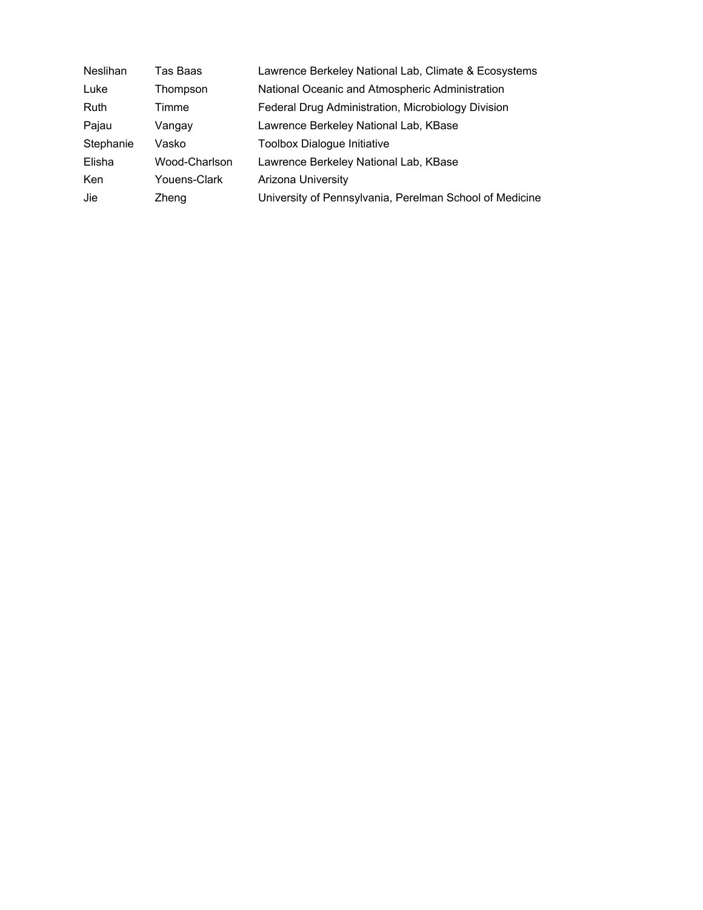| | | |
|---|---|---|
| Neslihan | Tas Baas | Lawrence Berkeley National Lab, Climate & Ecosystems |
| Luke | Thompson | National Oceanic and Atmospheric Administration |
| Ruth | Timme | Federal Drug Administration, Microbiology Division |
| Pajau | Vangay | Lawrence Berkeley National Lab, KBase |
| Stephanie | Vasko | Toolbox Dialogue Initiative |
| Elisha | Wood-Charlson | Lawrence Berkeley National Lab, KBase |
| Ken | Youens-Clark | Arizona University |
| Jie | Zheng | University of Pennsylvania, Perelman School of Medicine |